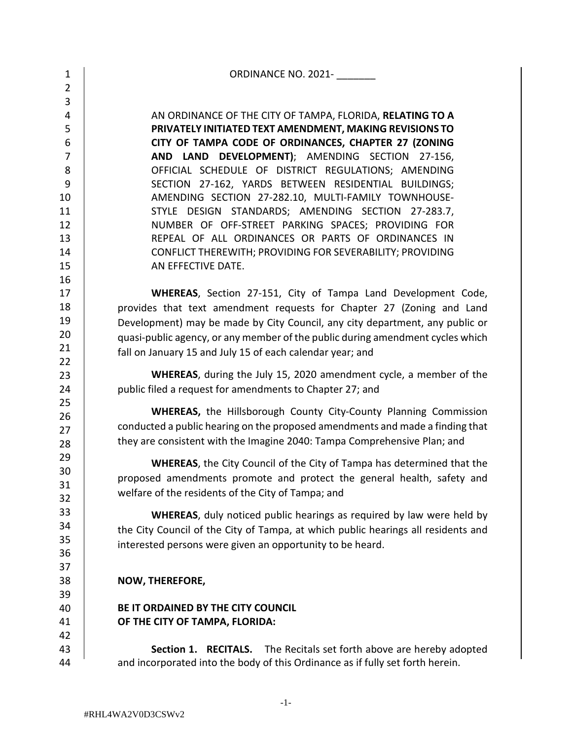ORDINANCE NO. 2021- _______

AN ORDINANCE OF THE CITY OF TAMPA, FLORIDA, **RELATING TO A PRIVATELY INITIATED TEXT AMENDMENT, MAKING REVISIONS TO CITY OF TAMPA CODE OF ORDINANCES, CHAPTER 27 (ZONING AND LAND DEVELOPMENT)**; AMENDING SECTION 27-156, OFFICIAL SCHEDULE OF DISTRICT REGULATIONS; AMENDING SECTION 27-162, YARDS BETWEEN RESIDENTIAL BUILDINGS; AMENDING SECTION 27-282.10, MULTI-FAMILY TOWNHOUSE-STYLE DESIGN STANDARDS; AMENDING SECTION 27-283.7, NUMBER OF OFF-STREET PARKING SPACES; PROVIDING FOR REPEAL OF ALL ORDINANCES OR PARTS OF ORDINANCES IN CONFLICT THEREWITH; PROVIDING FOR SEVERABILITY; PROVIDING AN EFFECTIVE DATE.

**WHEREAS**, Section 27-151, City of Tampa Land Development Code, provides that text amendment requests for Chapter 27 (Zoning and Land Development) may be made by City Council, any city department, any public or quasi-public agency, or any member of the public during amendment cycles which fall on January 15 and July 15 of each calendar year; and

**WHEREAS**, during the July 15, 2020 amendment cycle, a member of the public filed a request for amendments to Chapter 27; and

**WHEREAS,** the Hillsborough County City-County Planning Commission conducted a public hearing on the proposed amendments and made a finding that they are consistent with the Imagine 2040: Tampa Comprehensive Plan; and

**WHEREAS**, the City Council of the City of Tampa has determined that the proposed amendments promote and protect the general health, safety and welfare of the residents of the City of Tampa; and

**WHEREAS**, duly noticed public hearings as required by law were held by the City Council of the City of Tampa, at which public hearings all residents and interested persons were given an opportunity to be heard.

**NOW, THEREFORE,**

**BE IT ORDAINED BY THE CITY COUNCIL OF THE CITY OF TAMPA, FLORIDA:**

**Section 1. RECITALS.** The Recitals set forth above are hereby adopted and incorporated into the body of this Ordinance as if fully set forth herein.

#RHL4WA2V0D3CSWv2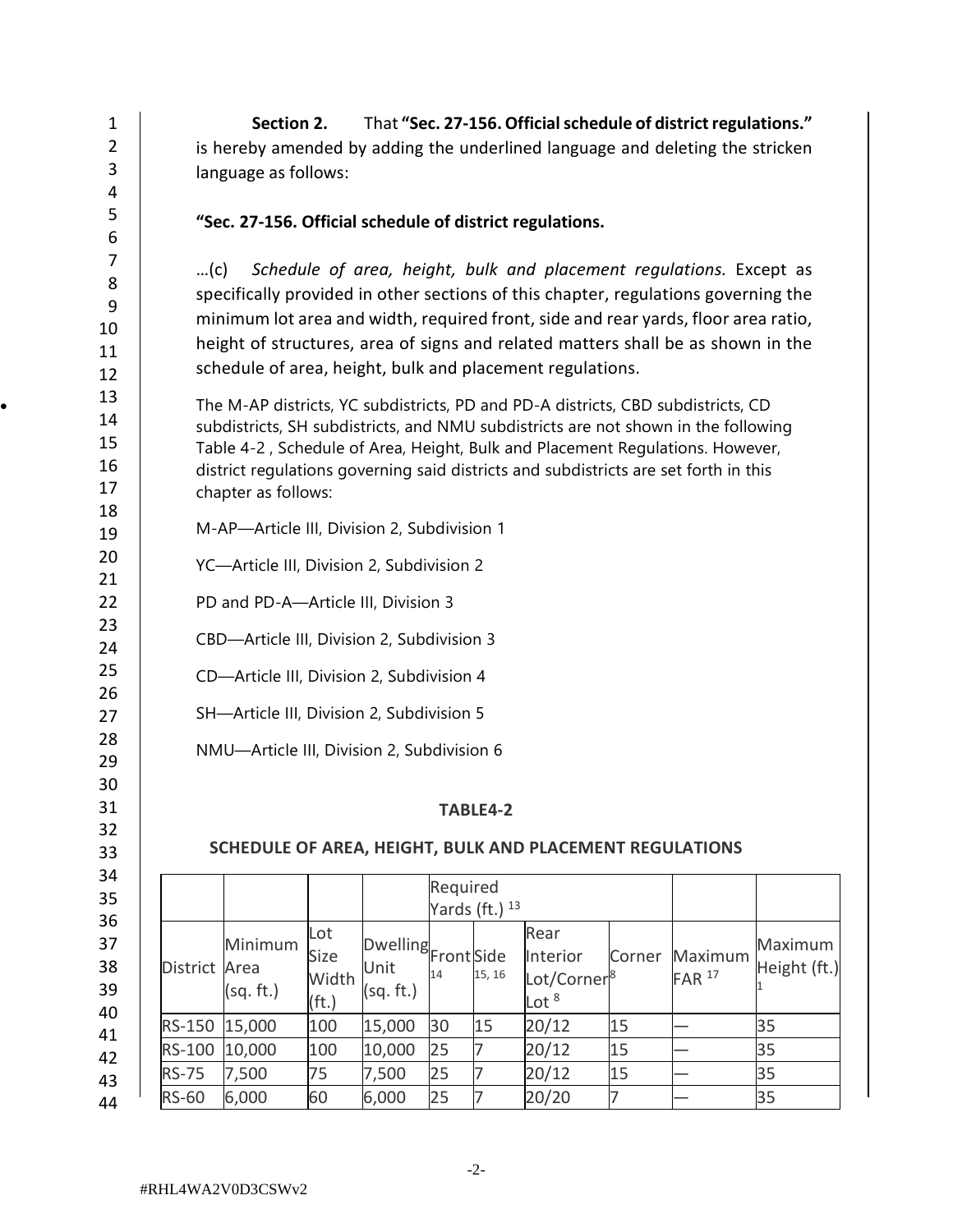**Section 2.** That **"Sec. 27-156. Official schedule of district regulations."** is hereby amended by adding the underlined language and deleting the stricken language as follows:

**"Sec. 27-156. Official schedule of district regulations.**

…(c) *Schedule of area, height, bulk and placement regulations.* Except as specifically provided in other sections of this chapter, regulations governing the minimum lot area and width, required front, side and rear yards, floor area ratio, height of structures, area of signs and related matters shall be as shown in the schedule of area, height, bulk and placement regulations.

The M-AP districts, YC subdistricts, PD and PD-A districts, CBD subdistricts, CD subdistricts, SH subdistricts, and NMU subdistricts are not shown in the following Table 4-2 , Schedule of Area, Height, Bulk and Placement Regulations. However, district regulations governing said districts and subdistricts are set forth in this chapter as follows:

M-AP—Article III, Division 2, Subdivision 1

YC—Article III, Division 2, Subdivision 2

PD and PD-A—Article III, Division 3

CBD—Article III, Division 2, Subdivision 3

CD—Article III, Division 2, Subdivision 4

SH—Article III, Division 2, Subdivision 5

NMU—Article III, Division 2, Subdivision 6

**TABLE4-2**

**SCHEDULE OF AREA, HEIGHT, BULK AND PLACEMENT REGULATIONS**

| | | | | Required Yards (ft.) [13] | | | | | |
|---|---|---|---|---|---|---|---|---|---|
| District | Minimum Area (sq. ft.) | Lot Size Width (ft.) | Dwelling Unit (sq. ft.) | Front [14] | Side [15, 16] | Rear Interior Lot/Corner[8] Lot [8] | Corner | Maximum FAR [17] | Maximum Height (ft.) [1] |
| RS-150 | 15,000 | 100 | 15,000 | 30 | 15 | 20/12 | 15 | — | 35 |
| RS-100 | 10,000 | 100 | 10,000 | 25 | 7 | 20/12 | 15 | — | 35 |
| RS-75 | 7,500 | 75 | 7,500 | 25 | 7 | 20/12 | 15 | — | 35 |
| RS-60 | 6,000 | 60 | 6,000 | 25 | 7 | 20/20 | 7 | — | 35 |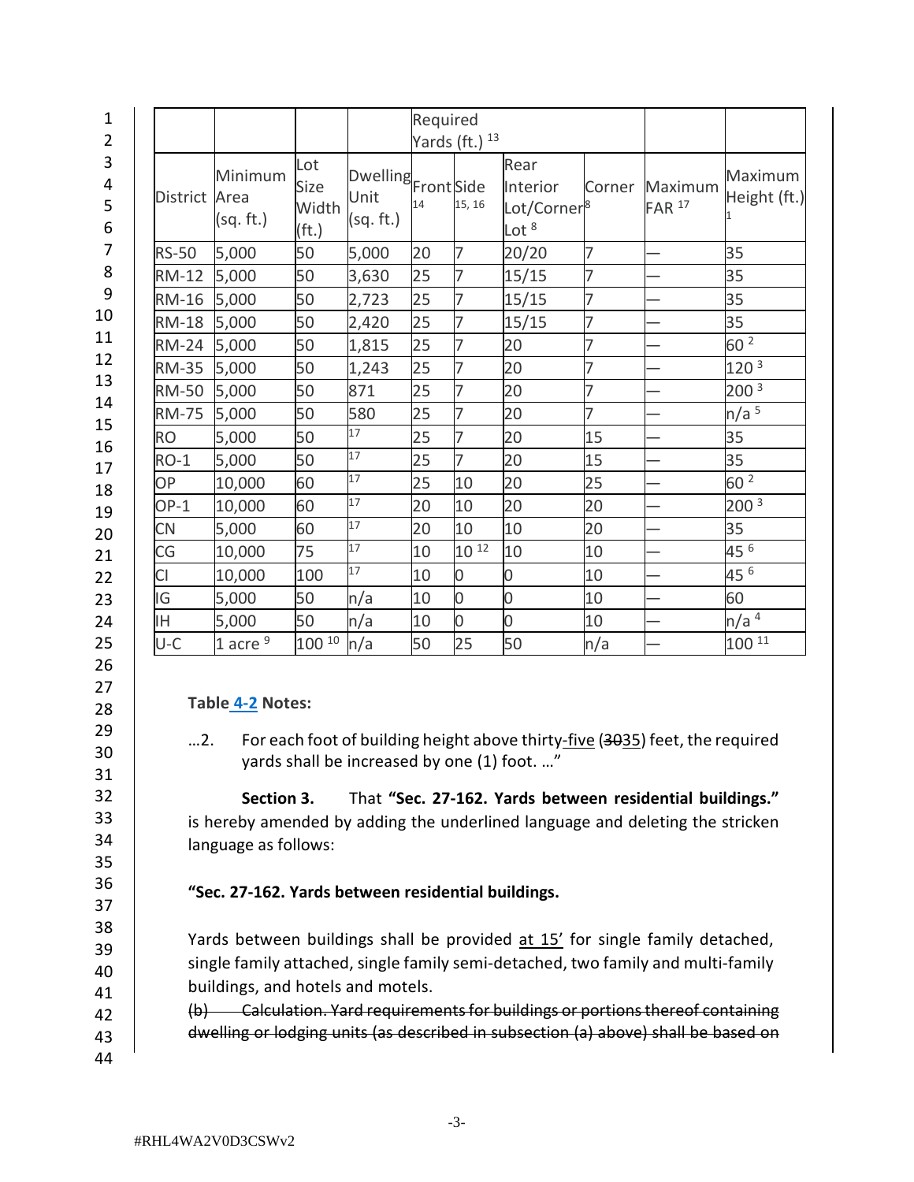| | | | | Required Yards (ft.) [13] | | | | | |
|---|---|---|---|---|---|---|---|---|---|
| District | Minimum Area (sq. ft.) | Lot Size Width (ft.) | Dwelling Unit (sq. ft.) | Front [14] | Side [15, 16] | Rear Interior Lot/Corner [8] Lot [8] | Corner | Maximum FAR [17] | Maximum Height (ft.) [1] |
| RS-50 | 5,000 | 50 | 5,000 | 20 | 7 | 20/20 | 7 | — | 35 |
| RM-12 | 5,000 | 50 | 3,630 | 25 | 7 | 15/15 | 7 | — | 35 |
| RM-16 | 5,000 | 50 | 2,723 | 25 | 7 | 15/15 | 7 | — | 35 |
| RM-18 | 5,000 | 50 | 2,420 | 25 | 7 | 15/15 | 7 | — | 35 |
| RM-24 | 5,000 | 50 | 1,815 | 25 | 7 | 20 | 7 | — | 60 [2] |
| RM-35 | 5,000 | 50 | 1,243 | 25 | 7 | 20 | 7 | — | 120 [3] |
| RM-50 | 5,000 | 50 | 871 | 25 | 7 | 20 | 7 | — | 200 [3] |
| RM-75 | 5,000 | 50 | 580 | 25 | 7 | 20 | 7 | — | n/a [5] |
| RO | 5,000 | 50 | [17] | 25 | 7 | 20 | 15 | — | 35 |
| RO-1 | 5,000 | 50 | [17] | 25 | 7 | 20 | 15 | — | 35 |
| OP | 10,000 | 60 | [17] | 25 | 10 | 20 | 25 | — | 60 [2] |
| OP-1 | 10,000 | 60 | [17] | 20 | 10 | 20 | 20 | — | 200 [3] |
| CN | 5,000 | 60 | [17] | 20 | 10 | 10 | 20 | — | 35 |
| CG | 10,000 | 75 | [17] | 10 | 10 [12] | 10 | 10 | — | 45 [6] |
| CI | 10,000 | 100 | [17] | 10 | 0 | 0 | 10 | — | 45 [6] |
| IG | 5,000 | 50 | n/a | 10 | 0 | 0 | 10 | — | 60 |
| IH | 5,000 | 50 | n/a | 10 | 0 | 0 | 10 | — | n/a [4] |
| U-C | 1 acre [9] | 100 [10] | n/a | 50 | 25 | 50 | n/a | — | 100 [11] |

**Table 4-2 Notes:**

…2. For each foot of building height above thirty-five (~~30~~35) feet, the required yards shall be increased by one (1) foot. …"

**Section 3.** That **"Sec. 27-162. Yards between residential buildings."** is hereby amended by adding the underlined language and deleting the stricken language as follows:

**"Sec. 27-162. Yards between residential buildings.**

Yards between buildings shall be provided at 15' for single family detached, single family attached, single family semi-detached, two family and multi-family buildings, and hotels and motels.

~~(b) Calculation. Yard requirements for buildings or portions thereof containing dwelling or lodging units (as described in subsection (a) above) shall be based on~~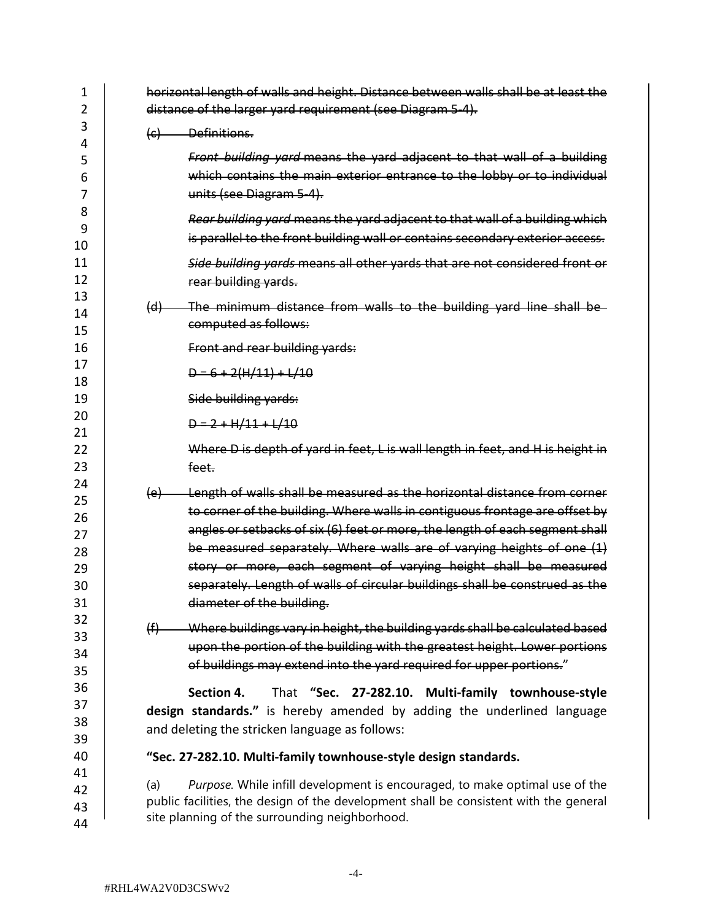~~horizontal length of walls and height. Distance between walls shall be at least the distance of the larger yard requirement (see Diagram 5-4).~~

~~(c) Definitions.~~

~~*Front building yard* means the yard adjacent to that wall of a building which contains the main exterior entrance to the lobby or to individual units (see Diagram 5-4).~~

~~*Rear building yard* means the yard adjacent to that wall of a building which is parallel to the front building wall or contains secondary exterior access.~~

~~*Side building yards* means all other yards that are not considered front or rear building yards.~~

~~(d) The minimum distance from walls to the building yard line shall be computed as follows:~~

~~Front and rear building yards:~~

~~D = 6 + 2(H/11) + L/10~~

~~Side building yards:~~

~~D = 2 + H/11 + L/10~~

~~Where D is depth of yard in feet, L is wall length in feet, and H is height in feet.~~

~~(e) Length of walls shall be measured as the horizontal distance from corner to corner of the building. Where walls in contiguous frontage are offset by angles or setbacks of six (6) feet or more, the length of each segment shall be measured separately. Where walls are of varying heights of one (1) story or more, each segment of varying height shall be measured separately. Length of walls of circular buildings shall be construed as the diameter of the building.~~

~~(f) Where buildings vary in height, the building yards shall be calculated based upon the portion of the building with the greatest height. Lower portions of buildings may extend into the yard required for upper portions.~~"

**Section 4.** That **"Sec. 27-282.10. Multi-family townhouse-style design standards."** is hereby amended by adding the underlined language and deleting the stricken language as follows:

**"Sec. 27-282.10. Multi-family townhouse-style design standards.**

(a) *Purpose.* While infill development is encouraged, to make optimal use of the public facilities, the design of the development shall be consistent with the general site planning of the surrounding neighborhood.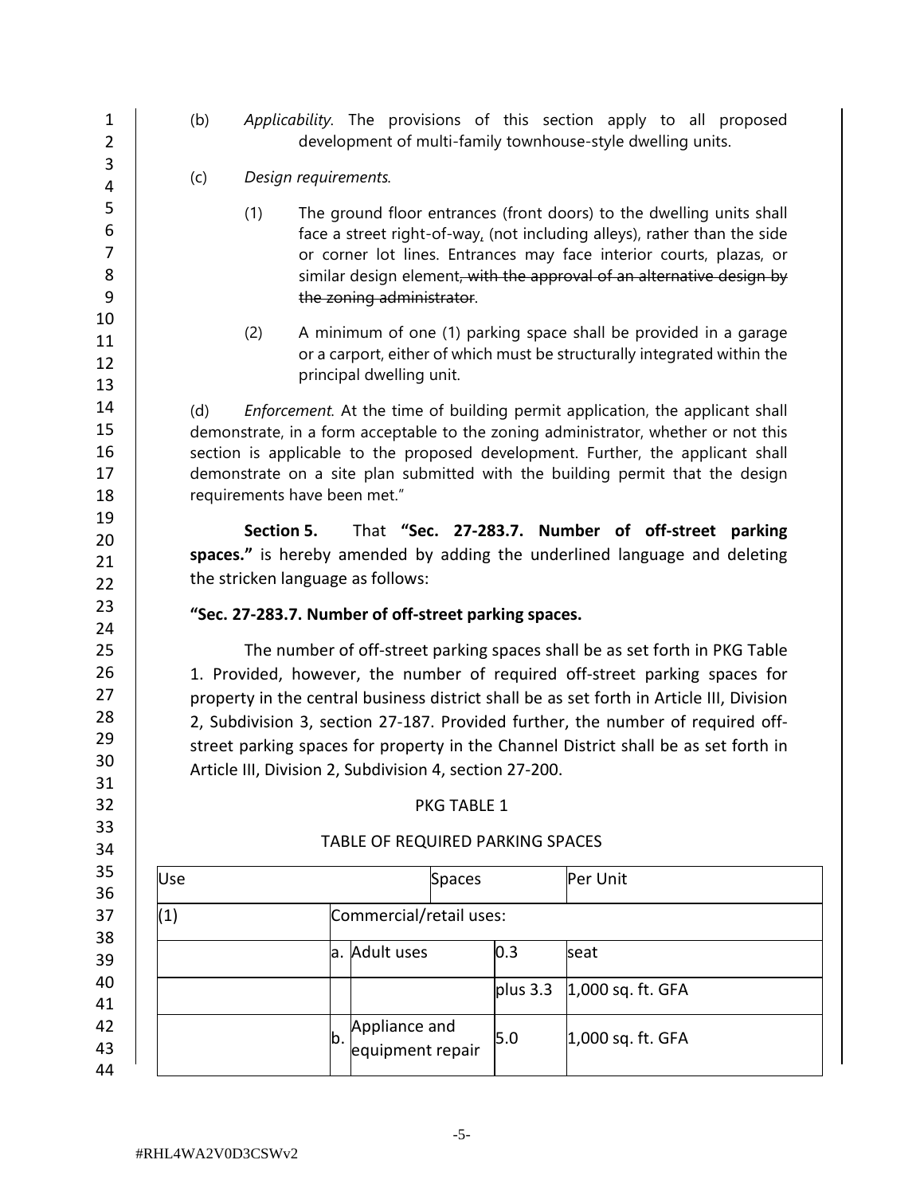(b) *Applicability*. The provisions of this section apply to all proposed development of multi-family townhouse-style dwelling units.

(c) *Design requirements.*

(1) The ground floor entrances (front doors) to the dwelling units shall face a street right-of-way, (not including alleys), rather than the side or corner lot lines. Entrances may face interior courts, plazas, or similar design element~~, with the approval of an alternative design by the zoning administrator~~.

(2) A minimum of one (1) parking space shall be provided in a garage or a carport, either of which must be structurally integrated within the principal dwelling unit.

(d) *Enforcement*. At the time of building permit application, the applicant shall demonstrate, in a form acceptable to the zoning administrator, whether or not this section is applicable to the proposed development. Further, the applicant shall demonstrate on a site plan submitted with the building permit that the design requirements have been met."

**Section 5.** That **"Sec. 27-283.7. Number of off-street parking spaces."** is hereby amended by adding the underlined language and deleting the stricken language as follows:

**"Sec. 27-283.7. Number of off-street parking spaces.**

The number of off-street parking spaces shall be as set forth in PKG Table 1. Provided, however, the number of required off-street parking spaces for property in the central business district shall be as set forth in Article III, Division 2, Subdivision 3, section 27-187. Provided further, the number of required off-street parking spaces for property in the Channel District shall be as set forth in Article III, Division 2, Subdivision 4, section 27-200.

PKG TABLE 1

TABLE OF REQUIRED PARKING SPACES

| Use | | | Spaces | Per Unit |
|---|---|---|---|---|
| (1) | Commercial/retail uses: | | | |
| | a. | Adult uses | 0.3 | seat |
| | | | plus 3.3 | 1,000 sq. ft. GFA |
| | b. | Appliance and equipment repair | 5.0 | 1,000 sq. ft. GFA |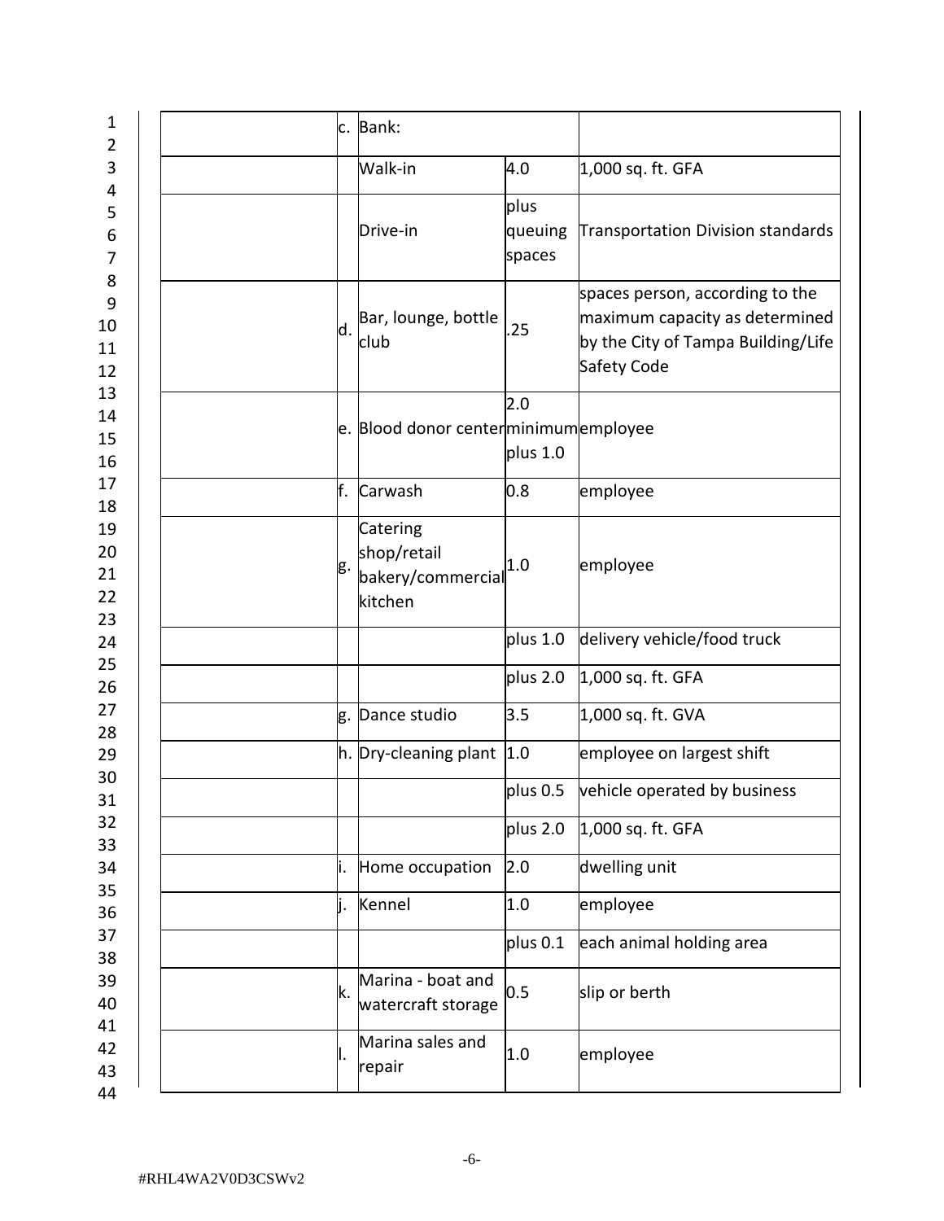| | | | | |
|---|---|---|---|---|
| | c. | Bank: | | |
| | | Walk-in | 4.0 | 1,000 sq. ft. GFA |
| | | Drive-in | plus queuing spaces | Transportation Division standards |
| | d. | Bar, lounge, bottle club | .25 | spaces person, according to the maximum capacity as determined by the City of Tampa Building/Life Safety Code |
| | e. | Blood donor center | 2.0 minimum plus 1.0 | employee |
| | f. | Carwash | 0.8 | employee |
| | g. | Catering shop/retail bakery/commercial kitchen | 1.0 | employee |
| | | | plus 1.0 | delivery vehicle/food truck |
| | | | plus 2.0 | 1,000 sq. ft. GFA |
| | g. | Dance studio | 3.5 | 1,000 sq. ft. GVA |
| | h. | Dry-cleaning plant | 1.0 | employee on largest shift |
| | | | plus 0.5 | vehicle operated by business |
| | | | plus 2.0 | 1,000 sq. ft. GFA |
| | i. | Home occupation | 2.0 | dwelling unit |
| | j. | Kennel | 1.0 | employee |
| | | | plus 0.1 | each animal holding area |
| | k. | Marina - boat and watercraft storage | 0.5 | slip or berth |
| | l. | Marina sales and repair | 1.0 | employee |

#RHL4WA2V0D3CSWv2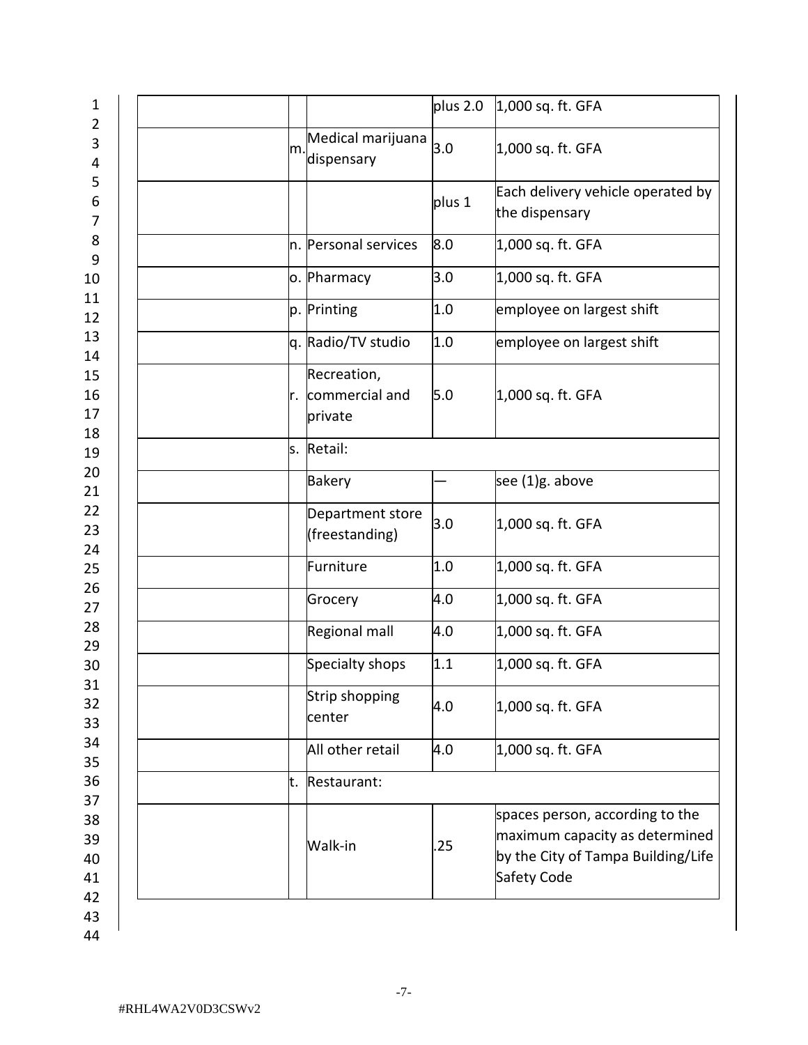| | | | | |
|---|---|---|---|---|
| | | | plus 2.0 | 1,000 sq. ft. GFA |
| | m. | Medical marijuana dispensary | 3.0 | 1,000 sq. ft. GFA |
| | | | plus 1 | Each delivery vehicle operated by the dispensary |
| | n. | Personal services | 8.0 | 1,000 sq. ft. GFA |
| | o. | Pharmacy | 3.0 | 1,000 sq. ft. GFA |
| | p. | Printing | 1.0 | employee on largest shift |
| | q. | Radio/TV studio | 1.0 | employee on largest shift |
| | r. | Recreation, commercial and private | 5.0 | 1,000 sq. ft. GFA |
| | s. | Retail: | | |
| | | Bakery | — | see (1)g. above |
| | | Department store (freestanding) | 3.0 | 1,000 sq. ft. GFA |
| | | Furniture | 1.0 | 1,000 sq. ft. GFA |
| | | Grocery | 4.0 | 1,000 sq. ft. GFA |
| | | Regional mall | 4.0 | 1,000 sq. ft. GFA |
| | | Specialty shops | 1.1 | 1,000 sq. ft. GFA |
| | | Strip shopping center | 4.0 | 1,000 sq. ft. GFA |
| | | All other retail | 4.0 | 1,000 sq. ft. GFA |
| | t. | Restaurant: | | |
| | | Walk-in | .25 | spaces person, according to the maximum capacity as determined by the City of Tampa Building/Life Safety Code |

#RHL4WA2V0D3CSWv2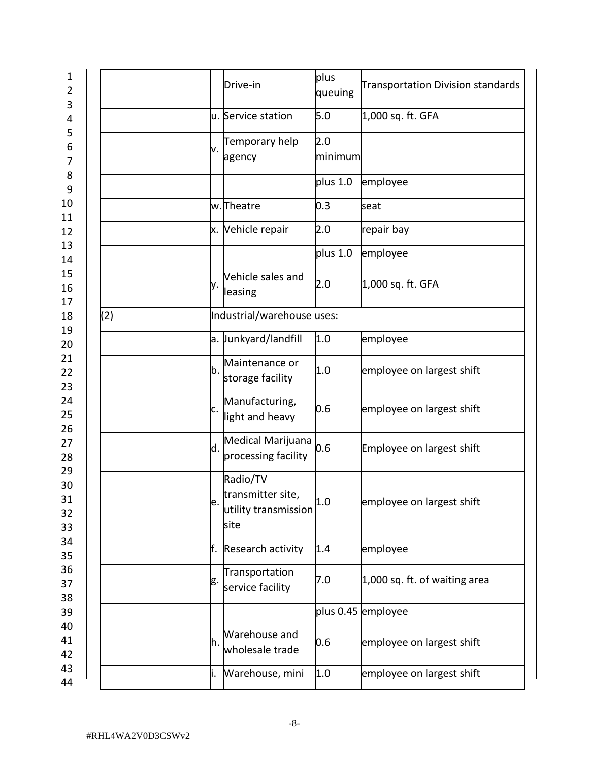| | | | | |
|---|---|---|---|---|
| | | Drive-in | plus queuing | Transportation Division standards |
| | u. | Service station | 5.0 | 1,000 sq. ft. GFA |
| | v. | Temporary help agency | 2.0 minimum | |
| | | | plus 1.0 | employee |
| | w. | Theatre | 0.3 | seat |
| | x. | Vehicle repair | 2.0 | repair bay |
| | | | plus 1.0 | employee |
| | y. | Vehicle sales and leasing | 2.0 | 1,000 sq. ft. GFA |
| (2) | Industrial/warehouse uses: | | | |
| | a. | Junkyard/landfill | 1.0 | employee |
| | b. | Maintenance or storage facility | 1.0 | employee on largest shift |
| | c. | Manufacturing, light and heavy | 0.6 | employee on largest shift |
| | d. | Medical Marijuana processing facility | 0.6 | Employee on largest shift |
| | e. | Radio/TV transmitter site, utility transmission site | 1.0 | employee on largest shift |
| | f. | Research activity | 1.4 | employee |
| | g. | Transportation service facility | 7.0 | 1,000 sq. ft. of waiting area |
| | | | plus 0.45 | employee |
| | h. | Warehouse and wholesale trade | 0.6 | employee on largest shift |
| | i. | Warehouse, mini | 1.0 | employee on largest shift |

#RHL4WA2V0D3CSWv2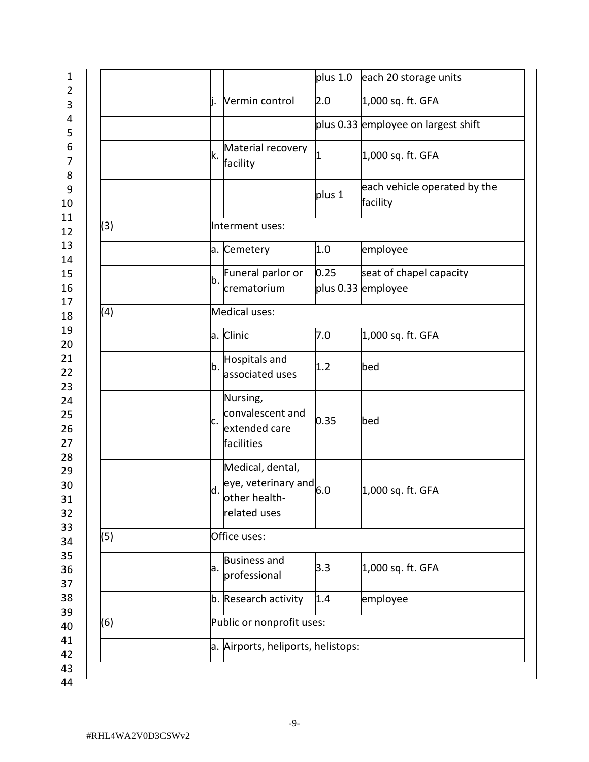| | | | | |
|---|---|---|---|---|
| | | | plus 1.0 | each 20 storage units |
| | j. | Vermin control | 2.0 | 1,000 sq. ft. GFA |
| | | | plus 0.33 | employee on largest shift |
| | k. | Material recovery facility | 1 | 1,000 sq. ft. GFA |
| | | | plus 1 | each vehicle operated by the facility |
| (3) | Interment uses: | | | |
| | a. | Cemetery | 1.0 | employee |
| | b. | Funeral parlor or crematorium | 0.25 plus 0.33 | seat of chapel capacity employee |
| (4) | Medical uses: | | | |
| | a. | Clinic | 7.0 | 1,000 sq. ft. GFA |
| | b. | Hospitals and associated uses | 1.2 | bed |
| | c. | Nursing, convalescent and extended care facilities | 0.35 | bed |
| | d. | Medical, dental, eye, veterinary and other health-related uses | 6.0 | 1,000 sq. ft. GFA |
| (5) | Office uses: | | | |
| | a. | Business and professional | 3.3 | 1,000 sq. ft. GFA |
| | b. | Research activity | 1.4 | employee |
| (6) | Public or nonprofit uses: | | | |
| | a. | Airports, heliports, helistops: | | |

#RHL4WA2V0D3CSWv2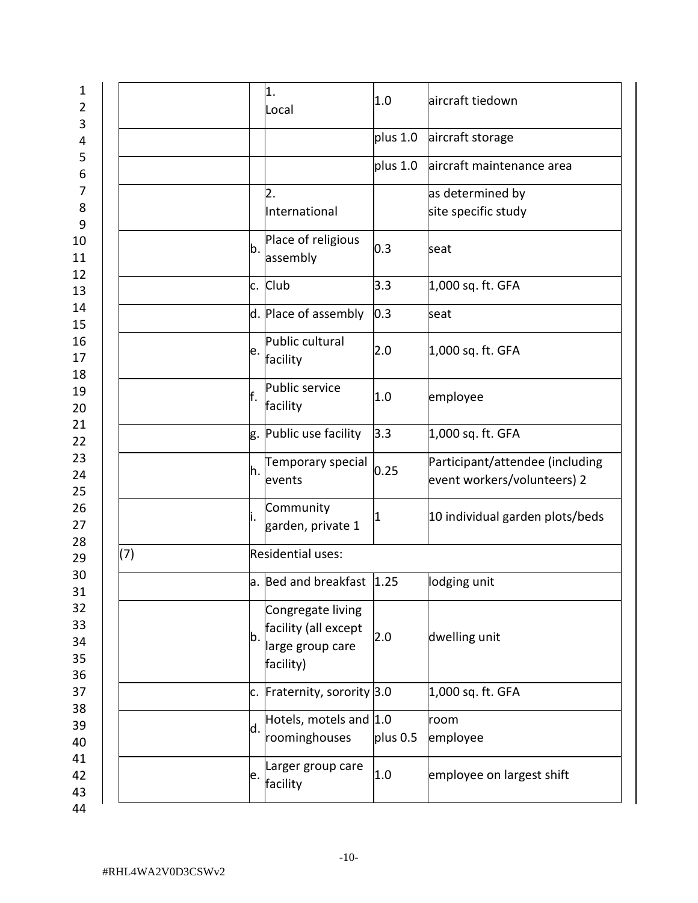| | | | | |
|---|---|---|---|---|
| | | 1. Local | 1.0 | aircraft tiedown |
| | | | plus 1.0 | aircraft storage |
| | | | plus 1.0 | aircraft maintenance area |
| | | 2. International | | as determined by site specific study |
| | b. | Place of religious assembly | 0.3 | seat |
| | c. | Club | 3.3 | 1,000 sq. ft. GFA |
| | d. | Place of assembly | 0.3 | seat |
| | e. | Public cultural facility | 2.0 | 1,000 sq. ft. GFA |
| | f. | Public service facility | 1.0 | employee |
| | g. | Public use facility | 3.3 | 1,000 sq. ft. GFA |
| | h. | Temporary special events | 0.25 | Participant/attendee (including event workers/volunteers) 2 |
| | i. | Community garden, private 1 | 1 | 10 individual garden plots/beds |
| (7) | Residential uses: | | | |
| | a. | Bed and breakfast | 1.25 | lodging unit |
| | b. | Congregate living facility (all except large group care facility) | 2.0 | dwelling unit |
| | c. | Fraternity, sorority | 3.0 | 1,000 sq. ft. GFA |
| | d. | Hotels, motels and roominghouses | 1.0<br>plus 0.5 | room<br>employee |
| | e. | Larger group care facility | 1.0 | employee on largest shift |

#RHL4WA2V0D3CSWv2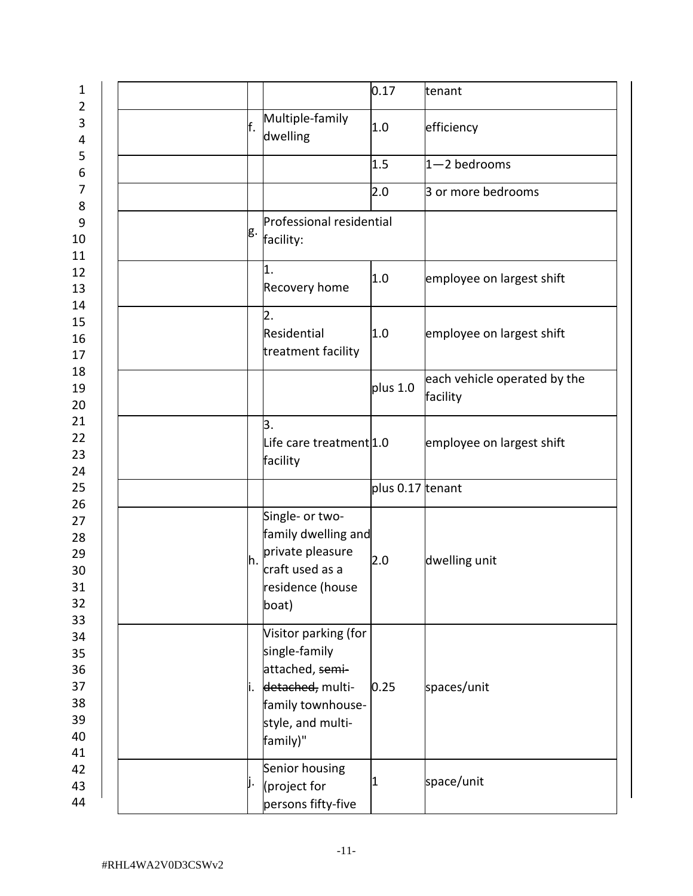| | | | | |
|---|---|---|---|---|
| | | | 0.17 | tenant |
| | f. | Multiple-family dwelling | 1.0 | efficiency |
| | | | 1.5 | 1—2 bedrooms |
| | | | 2.0 | 3 or more bedrooms |
| | g. | Professional residential facility: | | |
| | | 1. Recovery home | 1.0 | employee on largest shift |
| | | 2. Residential treatment facility | 1.0 | employee on largest shift |
| | | | plus 1.0 | each vehicle operated by the facility |
| | | 3. Life care treatment facility | 1.0 | employee on largest shift |
| | | | plus 0.17 | tenant |
| | h. | Single- or two-family dwelling and private pleasure craft used as a residence (house boat) | 2.0 | dwelling unit |
| | i. | Visitor parking (for single-family attached, ~~semi-detached,~~ multi-family townhouse-style, and multi-family)" | 0.25 | spaces/unit |
| | j. | Senior housing (project for persons fifty-five | 1 | space/unit |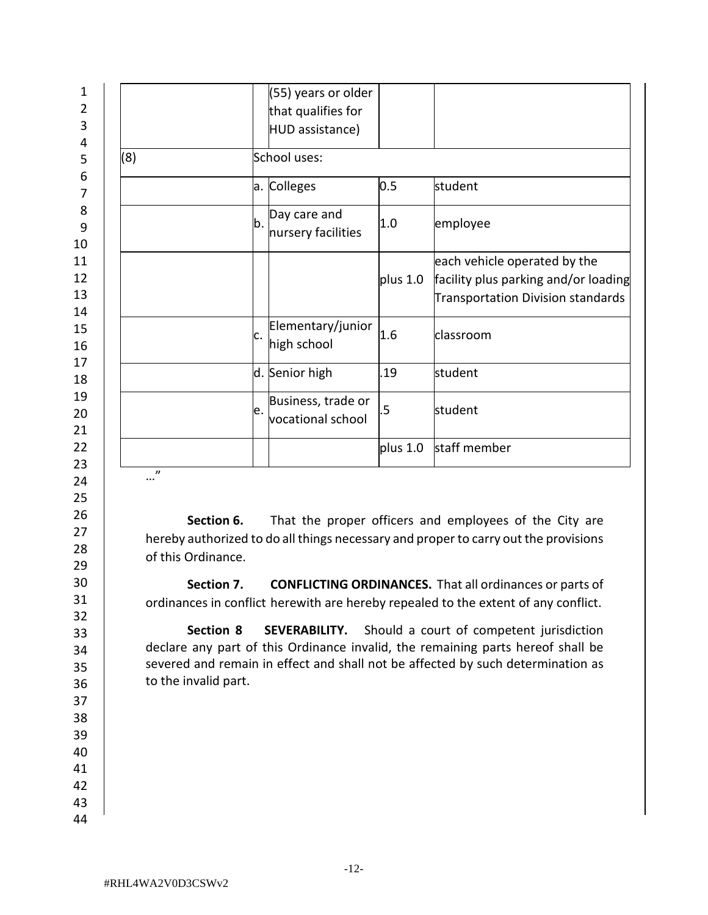| | | | | |
|---|---|---|---|---|
| | | (55) years or older that qualifies for HUD assistance) | | |
| (8) | School uses: | | | |
| | a. | Colleges | 0.5 | student |
| | b. | Day care and nursery facilities | 1.0 | employee |
| | | | plus 1.0 | each vehicle operated by the facility plus parking and/or loading Transportation Division standards |
| | c. | Elementary/junior high school | 1.6 | classroom |
| | d. | Senior high | .19 | student |
| | e. | Business, trade or vocational school | .5 | student |
| | | | plus 1.0 | staff member |

…"

**Section 6.** That the proper officers and employees of the City are hereby authorized to do all things necessary and proper to carry out the provisions of this Ordinance.

**Section 7. CONFLICTING ORDINANCES.** That all ordinances or parts of ordinances in conflict herewith are hereby repealed to the extent of any conflict.

**Section 8 SEVERABILITY.** Should a court of competent jurisdiction declare any part of this Ordinance invalid, the remaining parts hereof shall be severed and remain in effect and shall not be affected by such determination as to the invalid part.

#RHL4WA2V0D3CSWv2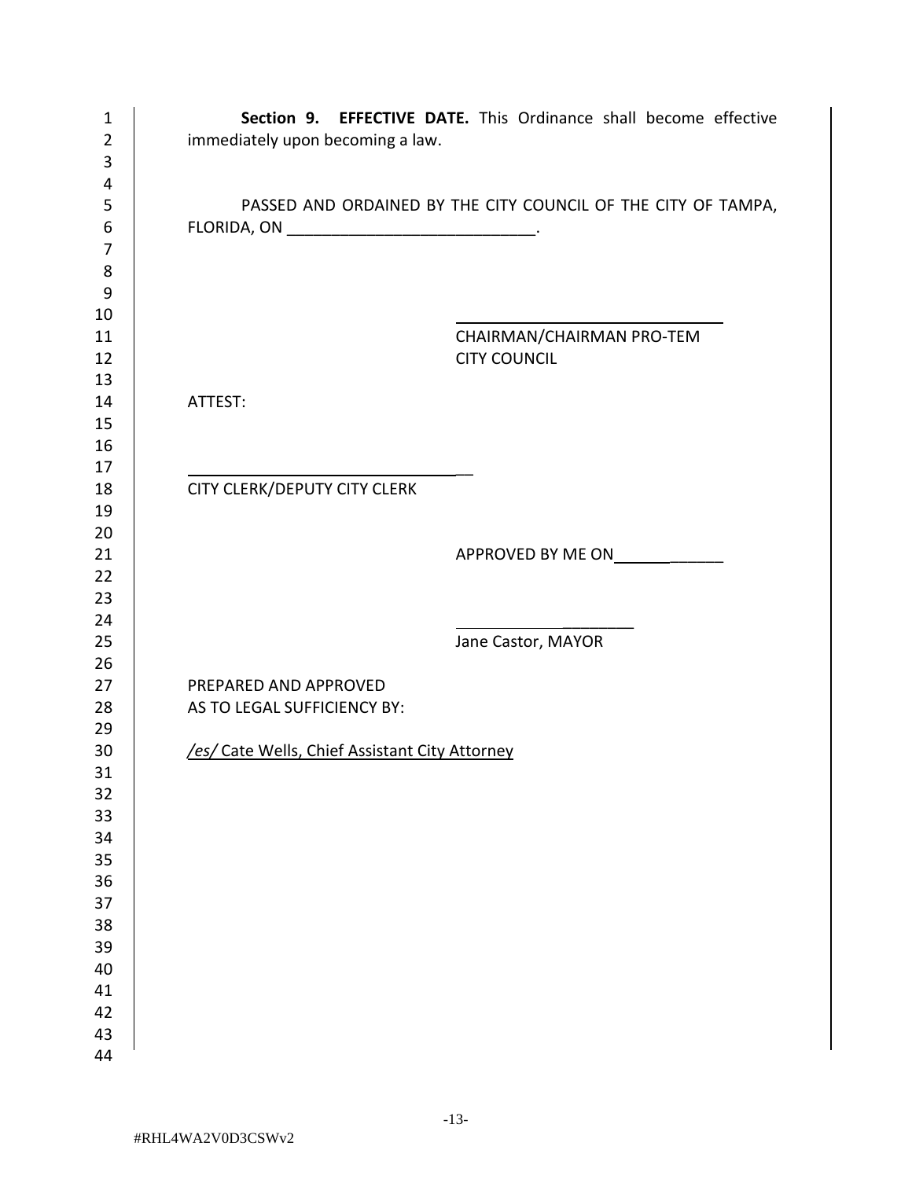**Section 9. EFFECTIVE DATE.** This Ordinance shall become effective immediately upon becoming a law.

PASSED AND ORDAINED BY THE CITY COUNCIL OF THE CITY OF TAMPA, FLORIDA, ON ____________________________.

______________________________
CHAIRMAN/CHAIRMAN PRO-TEM
CITY COUNCIL

ATTEST:

______________________________
CITY CLERK/DEPUTY CITY CLERK

APPROVED BY ME ON____________

____________________
Jane Castor, MAYOR

PREPARED AND APPROVED
AS TO LEGAL SUFFICIENCY BY:

*_/es/_* _Cate Wells, Chief Assistant City Attorney_

#RHL4WA2V0D3CSWv2